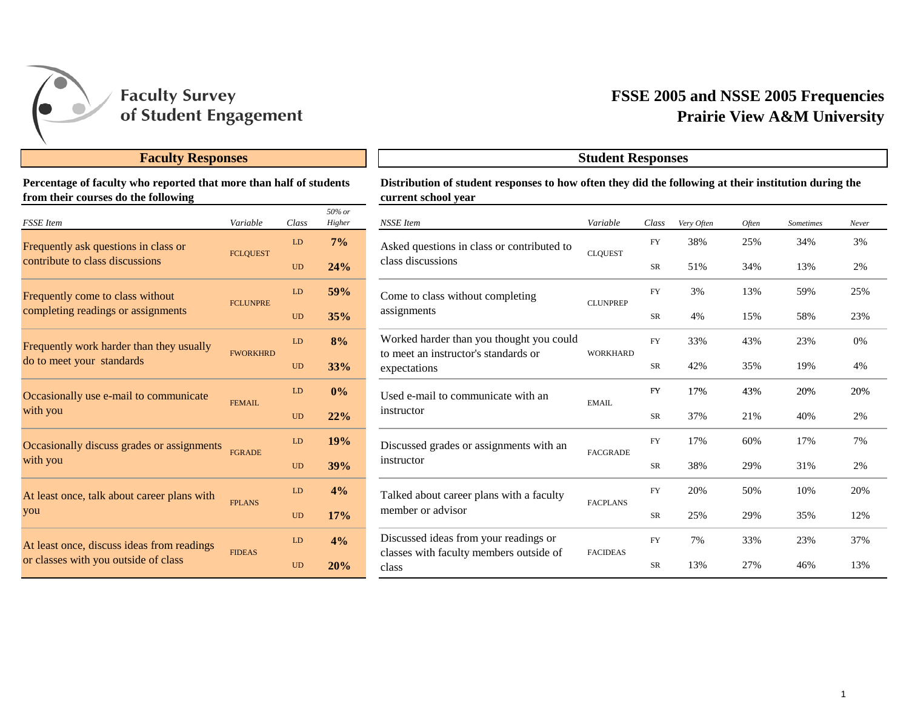# Faculty Survey of Student Engagement

## FSSE 2005 and NSSE 2005 Frequencies
## Prairie View A&M University

### Faculty Responses

**Percentage of faculty who reported that more than half of students from their courses do the following**

| *FSSE Item* | *Variable* | *Class* | *50% or Higher* |
|---|---|---|---|
| Frequently ask questions in class or contribute to class discussions | FCLQUEST | LD | **7%** |
| | | UD | **24%** |
| Frequently come to class without completing readings or assignments | FCLUNPRE | LD | **59%** |
| | | UD | **35%** |
| Frequently work harder than they usually do to meet your standards | FWORKHRD | LD | **8%** |
| | | UD | **33%** |
| Occasionally use e-mail to communicate with you | FEMAIL | LD | **0%** |
| | | UD | **22%** |
| Occasionally discuss grades or assignments with you | FGRADE | LD | **19%** |
| | | UD | **39%** |
| At least once, talk about career plans with you | FPLANS | LD | **4%** |
| | | UD | **17%** |
| At least once, discuss ideas from readings or classes with you outside of class | FIDEAS | LD | **4%** |
| | | UD | **20%** |

### Student Responses

**Distribution of student responses to how often they did the following at their institution during the current school year**

| *NSSE Item* | *Variable* | *Class* | *Very Often* | *Often* | *Sometimes* | *Never* |
|---|---|---|---|---|---|---|
| Asked questions in class or contributed to class discussions | CLQUEST | FY | 38% | 25% | 34% | 3% |
| | | SR | 51% | 34% | 13% | 2% |
| Come to class without completing assignments | CLUNPREP | FY | 3% | 13% | 59% | 25% |
| | | SR | 4% | 15% | 58% | 23% |
| Worked harder than you thought you could to meet an instructor's standards or expectations | WORKHARD | FY | 33% | 43% | 23% | 0% |
| | | SR | 42% | 35% | 19% | 4% |
| Used e-mail to communicate with an instructor | EMAIL | FY | 17% | 43% | 20% | 20% |
| | | SR | 37% | 21% | 40% | 2% |
| Discussed grades or assignments with an instructor | FACGRADE | FY | 17% | 60% | 17% | 7% |
| | | SR | 38% | 29% | 31% | 2% |
| Talked about career plans with a faculty member or advisor | FACPLANS | FY | 20% | 50% | 10% | 20% |
| | | SR | 25% | 29% | 35% | 12% |
| Discussed ideas from your readings or classes with faculty members outside of class | FACIDEAS | FY | 7% | 33% | 23% | 37% |
| | | SR | 13% | 27% | 46% | 13% |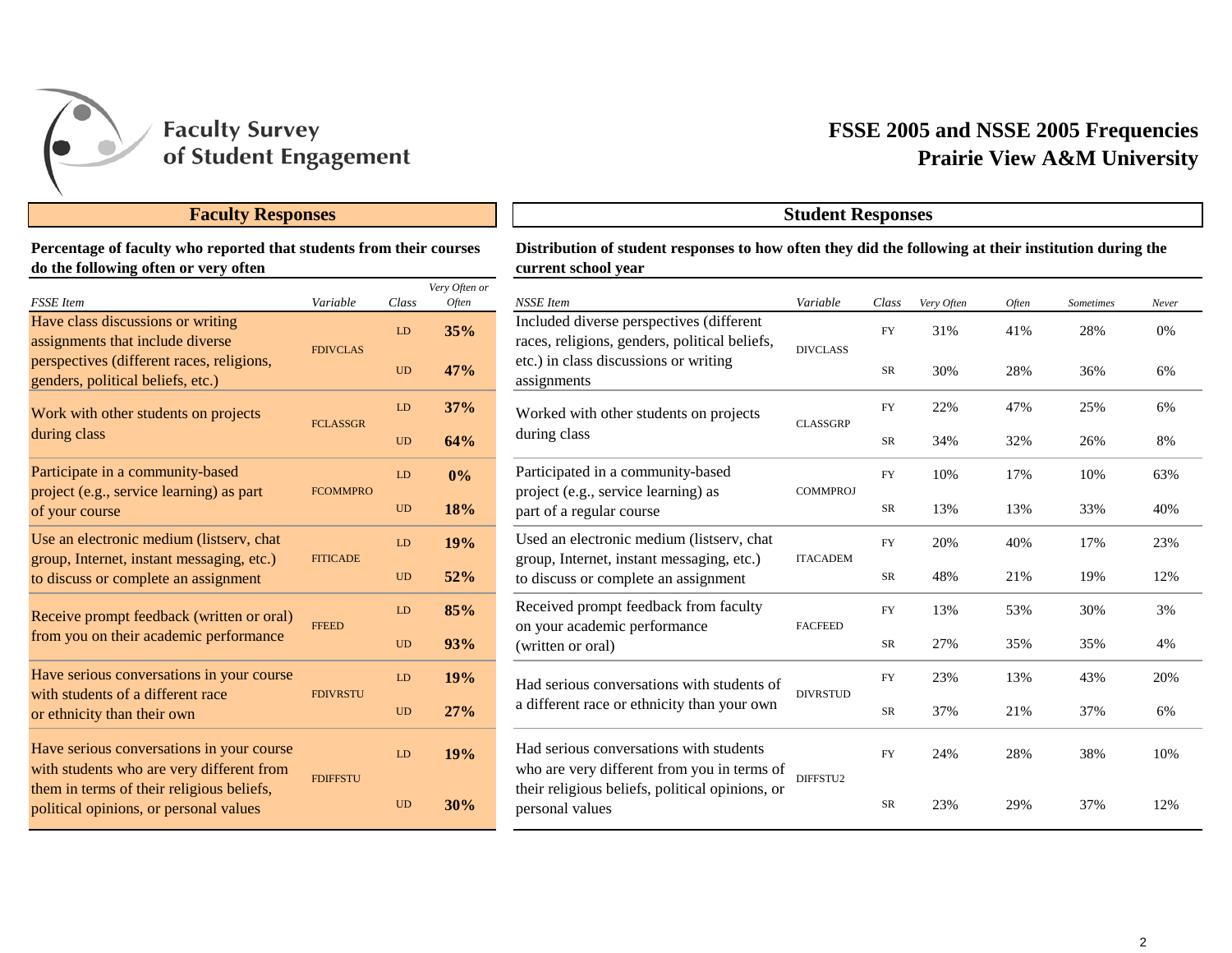Faculty Survey of Student Engagement

# FSSE 2005 and NSSE 2005 Frequencies
# Prairie View A&M University

## Faculty Responses

**Percentage of faculty who reported that students from their courses do the following often or very often**

| *FSSE Item* | *Variable* | *Class* | *Very Often or Often* |
|---|---|---|---|
| Have class discussions or writing assignments that include diverse perspectives (different races, religions, genders, political beliefs, etc.) | FDIVCLAS | LD | **35%** |
| | | UD | **47%** |
| Work with other students on projects during class | FCLASSGR | LD | **37%** |
| | | UD | **64%** |
| Participate in a community-based project (e.g., service learning) as part of your course | FCOMMPRO | LD | **0%** |
| | | UD | **18%** |
| Use an electronic medium (listserv, chat group, Internet, instant messaging, etc.) to discuss or complete an assignment | FITICADE | LD | **19%** |
| | | UD | **52%** |
| Receive prompt feedback (written or oral) from you on their academic performance | FFEED | LD | **85%** |
| | | UD | **93%** |
| Have serious conversations in your course with students of a different race or ethnicity than their own | FDIVRSTU | LD | **19%** |
| | | UD | **27%** |
| Have serious conversations in your course with students who are very different from them in terms of their religious beliefs, political opinions, or personal values | FDIFFSTU | LD | **19%** |
| | | UD | **30%** |

## Student Responses

**Distribution of student responses to how often they did the following at their institution during the current school year**

| *NSSE Item* | *Variable* | *Class* | *Very Often* | *Often* | *Sometimes* | *Never* |
|---|---|---|---|---|---|---|
| Included diverse perspectives (different races, religions, genders, political beliefs, etc.) in class discussions or writing assignments | DIVCLASS | FY | 31% | 41% | 28% | 0% |
| | | SR | 30% | 28% | 36% | 6% |
| Worked with other students on projects during class | CLASSGRP | FY | 22% | 47% | 25% | 6% |
| | | SR | 34% | 32% | 26% | 8% |
| Participated in a community-based project (e.g., service learning) as part of a regular course | COMMPROJ | FY | 10% | 17% | 10% | 63% |
| | | SR | 13% | 13% | 33% | 40% |
| Used an electronic medium (listserv, chat group, Internet, instant messaging, etc.) to discuss or complete an assignment | ITACADEM | FY | 20% | 40% | 17% | 23% |
| | | SR | 48% | 21% | 19% | 12% |
| Received prompt feedback from faculty on your academic performance (written or oral) | FACFEED | FY | 13% | 53% | 30% | 3% |
| | | SR | 27% | 35% | 35% | 4% |
| Had serious conversations with students of a different race or ethnicity than your own | DIVRSTUD | FY | 23% | 13% | 43% | 20% |
| | | SR | 37% | 21% | 37% | 6% |
| Had serious conversations with students who are very different from you in terms of their religious beliefs, political opinions, or personal values | DIFFSTU2 | FY | 24% | 28% | 38% | 10% |
| | | SR | 23% | 29% | 37% | 12% |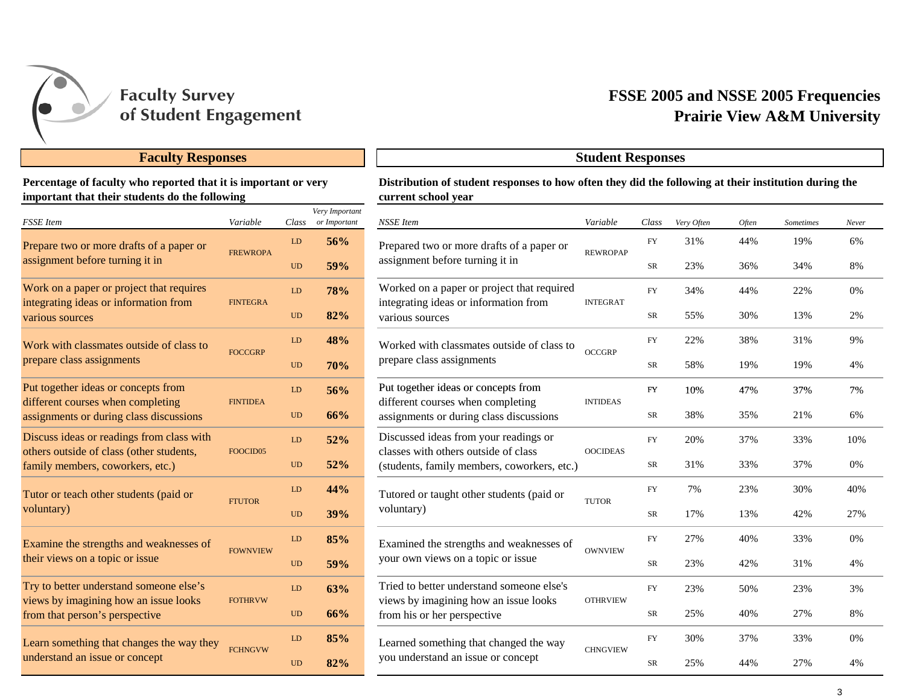# Faculty Survey of Student Engagement

## FSSE 2005 and NSSE 2005 Frequencies
## Prairie View A&M University

### Faculty Responses

**Percentage of faculty who reported that it is important or very important that their students do the following**

| *FSSE Item* | *Variable* | *Class* | *Very Important or Important* |
|---|---|---|---|
| Prepare two or more drafts of a paper or assignment before turning it in | FREWROPA | LD | **56%** |
| | | UD | **59%** |
| Work on a paper or project that requires integrating ideas or information from various sources | FINTEGRA | LD | **78%** |
| | | UD | **82%** |
| Work with classmates outside of class to prepare class assignments | FOCCGRP | LD | **48%** |
| | | UD | **70%** |
| Put together ideas or concepts from different courses when completing assignments or during class discussions | FINTIDEA | LD | **56%** |
| | | UD | **66%** |
| Discuss ideas or readings from class with others outside of class (other students, family members, coworkers, etc.) | FOOCID05 | LD | **52%** |
| | | UD | **52%** |
| Tutor or teach other students (paid or voluntary) | FTUTOR | LD | **44%** |
| | | UD | **39%** |
| Examine the strengths and weaknesses of their views on a topic or issue | FOWNVIEW | LD | **85%** |
| | | UD | **59%** |
| Try to better understand someone else's views by imagining how an issue looks from that person's perspective | FOTHRVW | LD | **63%** |
| | | UD | **66%** |
| Learn something that changes the way they understand an issue or concept | FCHNGVW | LD | **85%** |
| | | UD | **82%** |

### Student Responses

**Distribution of student responses to how often they did the following at their institution during the current school year**

| *NSSE Item* | *Variable* | *Class* | *Very Often* | *Often* | *Sometimes* | *Never* |
|---|---|---|---|---|---|---|
| Prepared two or more drafts of a paper or assignment before turning it in | REWROPAP | FY | 31% | 44% | 19% | 6% |
| | | SR | 23% | 36% | 34% | 8% |
| Worked on a paper or project that required integrating ideas or information from various sources | INTEGRAT | FY | 34% | 44% | 22% | 0% |
| | | SR | 55% | 30% | 13% | 2% |
| Worked with classmates outside of class to prepare class assignments | OCCGRP | FY | 22% | 38% | 31% | 9% |
| | | SR | 58% | 19% | 19% | 4% |
| Put together ideas or concepts from different courses when completing assignments or during class discussions | INTIDEAS | FY | 10% | 47% | 37% | 7% |
| | | SR | 38% | 35% | 21% | 6% |
| Discussed ideas from your readings or classes with others outside of class (students, family members, coworkers, etc.) | OOCIDEAS | FY | 20% | 37% | 33% | 10% |
| | | SR | 31% | 33% | 37% | 0% |
| Tutored or taught other students (paid or voluntary) | TUTOR | FY | 7% | 23% | 30% | 40% |
| | | SR | 17% | 13% | 42% | 27% |
| Examined the strengths and weaknesses of your own views on a topic or issue | OWNVIEW | FY | 27% | 40% | 33% | 0% |
| | | SR | 23% | 42% | 31% | 4% |
| Tried to better understand someone else's views by imagining how an issue looks from his or her perspective | OTHRVIEW | FY | 23% | 50% | 23% | 3% |
| | | SR | 25% | 40% | 27% | 8% |
| Learned something that changed the way you understand an issue or concept | CHNGVIEW | FY | 30% | 37% | 33% | 0% |
| | | SR | 25% | 44% | 27% | 4% |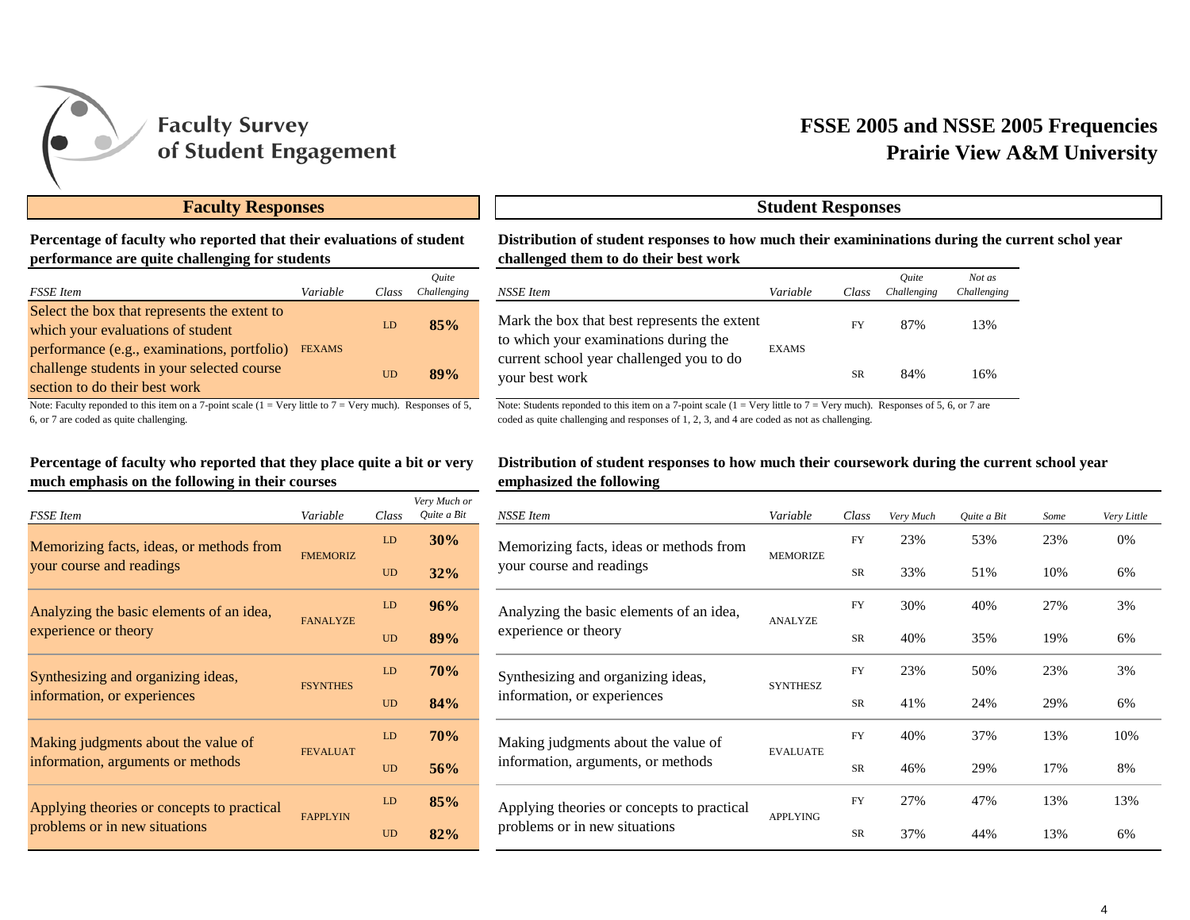Faculty Survey of Student Engagement

# FSSE 2005 and NSSE 2005 Frequencies
# Prairie View A&M University

## Faculty Responses

**Percentage of faculty who reported that their evaluations of student performance are quite challenging for students**

| *FSSE Item* | *Variable* | *Class* | *Quite Challenging* |
|---|---|---|---|
| Select the box that represents the extent to which your evaluations of student performance (e.g., examinations, portfolio) challenge students in your selected course section to do their best work | FEXAMS | LD | **85%** |
| | | UD | **89%** |

Note: Faculty reponded to this item on a 7-point scale (1 = Very little to 7 = Very much). Responses of 5, 6, or 7 are coded as quite challenging.

**Percentage of faculty who reported that they place quite a bit or very much emphasis on the following in their courses**

| *FSSE Item* | *Variable* | *Class* | *Very Much or Quite a Bit* |
|---|---|---|---|
| Memorizing facts, ideas, or methods from your course and readings | FMEMORIZ | LD | **30%** |
| | | UD | **32%** |
| Analyzing the basic elements of an idea, experience or theory | FANALYZE | LD | **96%** |
| | | UD | **89%** |
| Synthesizing and organizing ideas, information, or experiences | FSYNTHES | LD | **70%** |
| | | UD | **84%** |
| Making judgments about the value of information, arguments or methods | FEVALUAT | LD | **70%** |
| | | UD | **56%** |
| Applying theories or concepts to practical problems or in new situations | FAPPLYIN | LD | **85%** |
| | | UD | **82%** |

## Student Responses

**Distribution of student responses to how much their examininations during the current schol year challenged them to do their best work**

| *NSSE Item* | *Variable* | *Class* | *Quite Challenging* | *Not as Challenging* |
|---|---|---|---|---|
| Mark the box that best represents the extent to which your examinations during the current school year challenged you to do your best work | EXAMS | FY | 87% | 13% |
| | | SR | 84% | 16% |

Note: Students reponded to this item on a 7-point scale (1 = Very little to 7 = Very much). Responses of 5, 6, or 7 are coded as quite challenging and responses of 1, 2, 3, and 4 are coded as not as challenging.

**Distribution of student responses to how much their coursework during the current school year emphasized the following**

| *NSSE Item* | *Variable* | *Class* | *Very Much* | *Quite a Bit* | *Some* | *Very Little* |
|---|---|---|---|---|---|---|
| Memorizing facts, ideas or methods from your course and readings | MEMORIZE | FY | 23% | 53% | 23% | 0% |
| | | SR | 33% | 51% | 10% | 6% |
| Analyzing the basic elements of an idea, experience or theory | ANALYZE | FY | 30% | 40% | 27% | 3% |
| | | SR | 40% | 35% | 19% | 6% |
| Synthesizing and organizing ideas, information, or experiences | SYNTHESZ | FY | 23% | 50% | 23% | 3% |
| | | SR | 41% | 24% | 29% | 6% |
| Making judgments about the value of information, arguments, or methods | EVALUATE | FY | 40% | 37% | 13% | 10% |
| | | SR | 46% | 29% | 17% | 8% |
| Applying theories or concepts to practical problems or in new situations | APPLYING | FY | 27% | 47% | 13% | 13% |
| | | SR | 37% | 44% | 13% | 6% |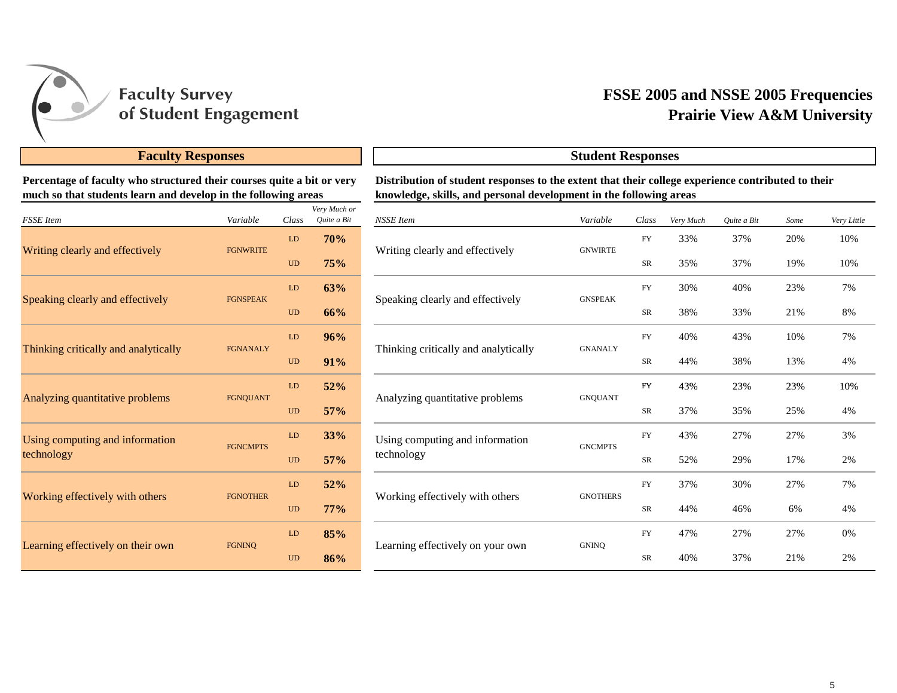Faculty Survey of Student Engagement

# FSSE 2005 and NSSE 2005 Frequencies
# Prairie View A&M University

## Faculty Responses

**Percentage of faculty who structured their courses quite a bit or very much so that students learn and develop in the following areas**

| *FSSE Item* | *Variable* | *Class* | *Very Much or Quite a Bit* |
|---|---|---|---|
| Writing clearly and effectively | FGNWRITE | LD | **70%** |
| | | UD | **75%** |
| Speaking clearly and effectively | FGNSPEAK | LD | **63%** |
| | | UD | **66%** |
| Thinking critically and analytically | FGNANALY | LD | **96%** |
| | | UD | **91%** |
| Analyzing quantitative problems | FGNQUANT | LD | **52%** |
| | | UD | **57%** |
| Using computing and information technology | FGNCMPTS | LD | **33%** |
| | | UD | **57%** |
| Working effectively with others | FGNOTHER | LD | **52%** |
| | | UD | **77%** |
| Learning effectively on their own | FGNINQ | LD | **85%** |
| | | UD | **86%** |

## Student Responses

**Distribution of student responses to the extent that their college experience contributed to their knowledge, skills, and personal development in the following areas**

| *NSSE Item* | *Variable* | *Class* | *Very Much* | *Quite a Bit* | *Some* | *Very Little* |
|---|---|---|---|---|---|---|
| Writing clearly and effectively | GNWIRTE | FY | 33% | 37% | 20% | 10% |
| | | SR | 35% | 37% | 19% | 10% |
| Speaking clearly and effectively | GNSPEAK | FY | 30% | 40% | 23% | 7% |
| | | SR | 38% | 33% | 21% | 8% |
| Thinking critically and analytically | GNANALY | FY | 40% | 43% | 10% | 7% |
| | | SR | 44% | 38% | 13% | 4% |
| Analyzing quantitative problems | GNQUANT | FY | 43% | 23% | 23% | 10% |
| | | SR | 37% | 35% | 25% | 4% |
| Using computing and information technology | GNCMPTS | FY | 43% | 27% | 27% | 3% |
| | | SR | 52% | 29% | 17% | 2% |
| Working effectively with others | GNOTHERS | FY | 37% | 30% | 27% | 7% |
| | | SR | 44% | 46% | 6% | 4% |
| Learning effectively on your own | GNINQ | FY | 47% | 27% | 27% | 0% |
| | | SR | 40% | 37% | 21% | 2% |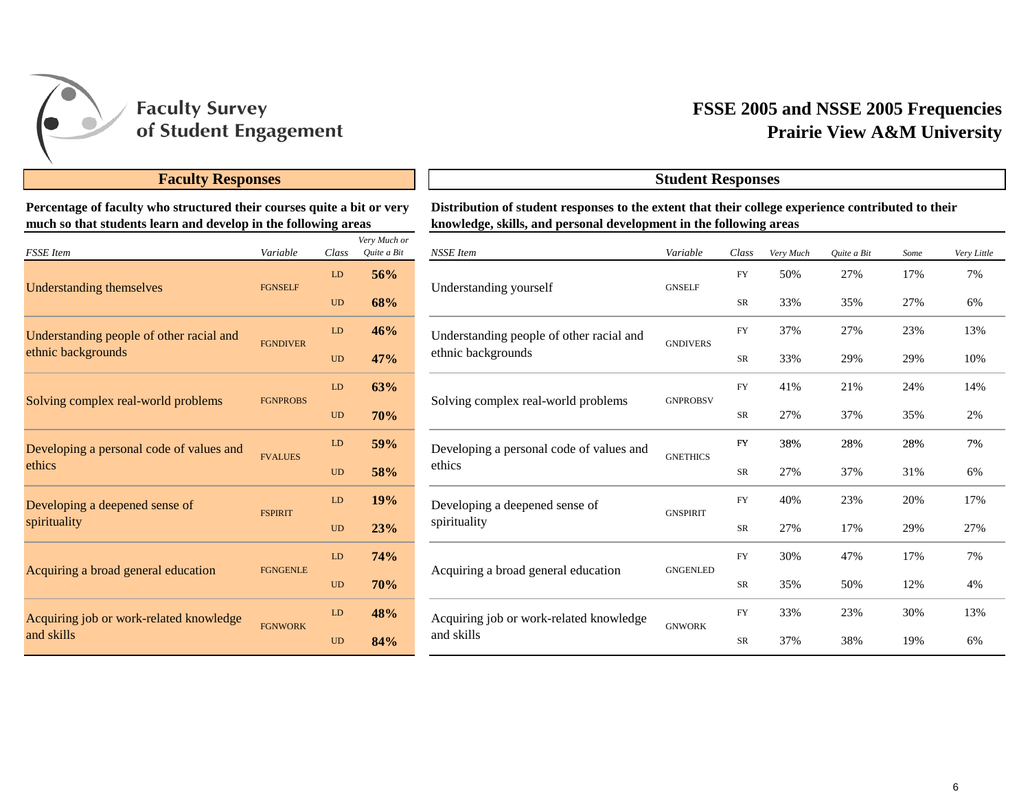Faculty Survey of Student Engagement

# FSSE 2005 and NSSE 2005 Frequencies
# Prairie View A&M University

## Faculty Responses

**Percentage of faculty who structured their courses quite a bit or very much so that students learn and develop in the following areas**

| *FSSE Item* | *Variable* | *Class* | *Very Much or Quite a Bit* |
|---|---|---|---|
| Understanding themselves | FGNSELF | LD | **56%** |
| | | UD | **68%** |
| Understanding people of other racial and ethnic backgrounds | FGNDIVER | LD | **46%** |
| | | UD | **47%** |
| Solving complex real-world problems | FGNPROBS | LD | **63%** |
| | | UD | **70%** |
| Developing a personal code of values and ethics | FVALUES | LD | **59%** |
| | | UD | **58%** |
| Developing a deepened sense of spirituality | FSPIRIT | LD | **19%** |
| | | UD | **23%** |
| Acquiring a broad general education | FGNGENLE | LD | **74%** |
| | | UD | **70%** |
| Acquiring job or work-related knowledge and skills | FGNWORK | LD | **48%** |
| | | UD | **84%** |

## Student Responses

**Distribution of student responses to the extent that their college experience contributed to their knowledge, skills, and personal development in the following areas**

| *NSSE Item* | *Variable* | *Class* | *Very Much* | *Quite a Bit* | *Some* | *Very Little* |
|---|---|---|---|---|---|---|
| Understanding yourself | GNSELF | FY | 50% | 27% | 17% | 7% |
| | | SR | 33% | 35% | 27% | 6% |
| Understanding people of other racial and ethnic backgrounds | GNDIVERS | FY | 37% | 27% | 23% | 13% |
| | | SR | 33% | 29% | 29% | 10% |
| Solving complex real-world problems | GNPROBSV | FY | 41% | 21% | 24% | 14% |
| | | SR | 27% | 37% | 35% | 2% |
| Developing a personal code of values and ethics | GNETHICS | FY | 38% | 28% | 28% | 7% |
| | | SR | 27% | 37% | 31% | 6% |
| Developing a deepened sense of spirituality | GNSPIRIT | FY | 40% | 23% | 20% | 17% |
| | | SR | 27% | 17% | 29% | 27% |
| Acquiring a broad general education | GNGENLED | FY | 30% | 47% | 17% | 7% |
| | | SR | 35% | 50% | 12% | 4% |
| Acquiring job or work-related knowledge and skills | GNWORK | FY | 33% | 23% | 30% | 13% |
| | | SR | 37% | 38% | 19% | 6% |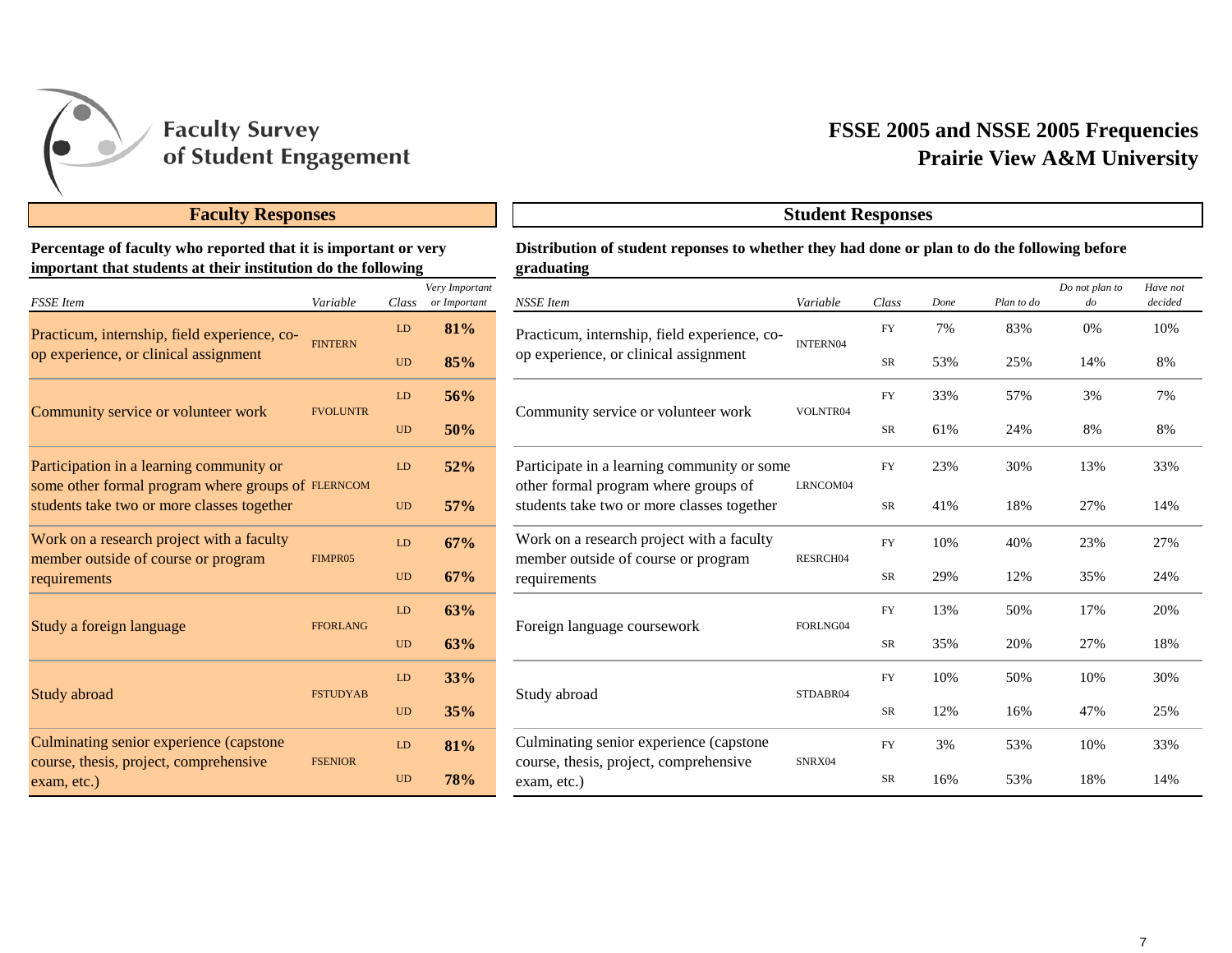Faculty Survey of Student Engagement

# FSSE 2005 and NSSE 2005 Frequencies
# Prairie View A&M University

## Faculty Responses

**Percentage of faculty who reported that it is important or very important that students at their institution do the following**

| FSSE Item | Variable | Class | Very Important or Important |
|---|---|---|---|
| Practicum, internship, field experience, co-op experience, or clinical assignment | FINTERN | LD | **81%** |
| | | UD | **85%** |
| Community service or volunteer work | FVOLUNTR | LD | **56%** |
| | | UD | **50%** |
| Participation in a learning community or some other formal program where groups of students take two or more classes together | FLERNCOM | LD | **52%** |
| | | UD | **57%** |
| Work on a research project with a faculty member outside of course or program requirements | FIMPR05 | LD | **67%** |
| | | UD | **67%** |
| Study a foreign language | FFORLANG | LD | **63%** |
| | | UD | **63%** |
| Study abroad | FSTUDYAB | LD | **33%** |
| | | UD | **35%** |
| Culminating senior experience (capstone course, thesis, project, comprehensive exam, etc.) | FSENIOR | LD | **81%** |
| | | UD | **78%** |

## Student Responses

**Distribution of student reponses to whether they had done or plan to do the following before graduating**

| NSSE Item | Variable | Class | Done | Plan to do | Do not plan to do | Have not decided |
|---|---|---|---|---|---|---|
| Practicum, internship, field experience, co-op experience, or clinical assignment | INTERN04 | FY | 7% | 83% | 0% | 10% |
| | | SR | 53% | 25% | 14% | 8% |
| Community service or volunteer work | VOLNTR04 | FY | 33% | 57% | 3% | 7% |
| | | SR | 61% | 24% | 8% | 8% |
| Participate in a learning community or some other formal program where groups of students take two or more classes together | LRNCOM04 | FY | 23% | 30% | 13% | 33% |
| | | SR | 41% | 18% | 27% | 14% |
| Work on a research project with a faculty member outside of course or program requirements | RESRCH04 | FY | 10% | 40% | 23% | 27% |
| | | SR | 29% | 12% | 35% | 24% |
| Foreign language coursework | FORLNG04 | FY | 13% | 50% | 17% | 20% |
| | | SR | 35% | 20% | 27% | 18% |
| Study abroad | STDABR04 | FY | 10% | 50% | 10% | 30% |
| | | SR | 12% | 16% | 47% | 25% |
| Culminating senior experience (capstone course, thesis, project, comprehensive exam, etc.) | SNRX04 | FY | 3% | 53% | 10% | 33% |
| | | SR | 16% | 53% | 18% | 14% |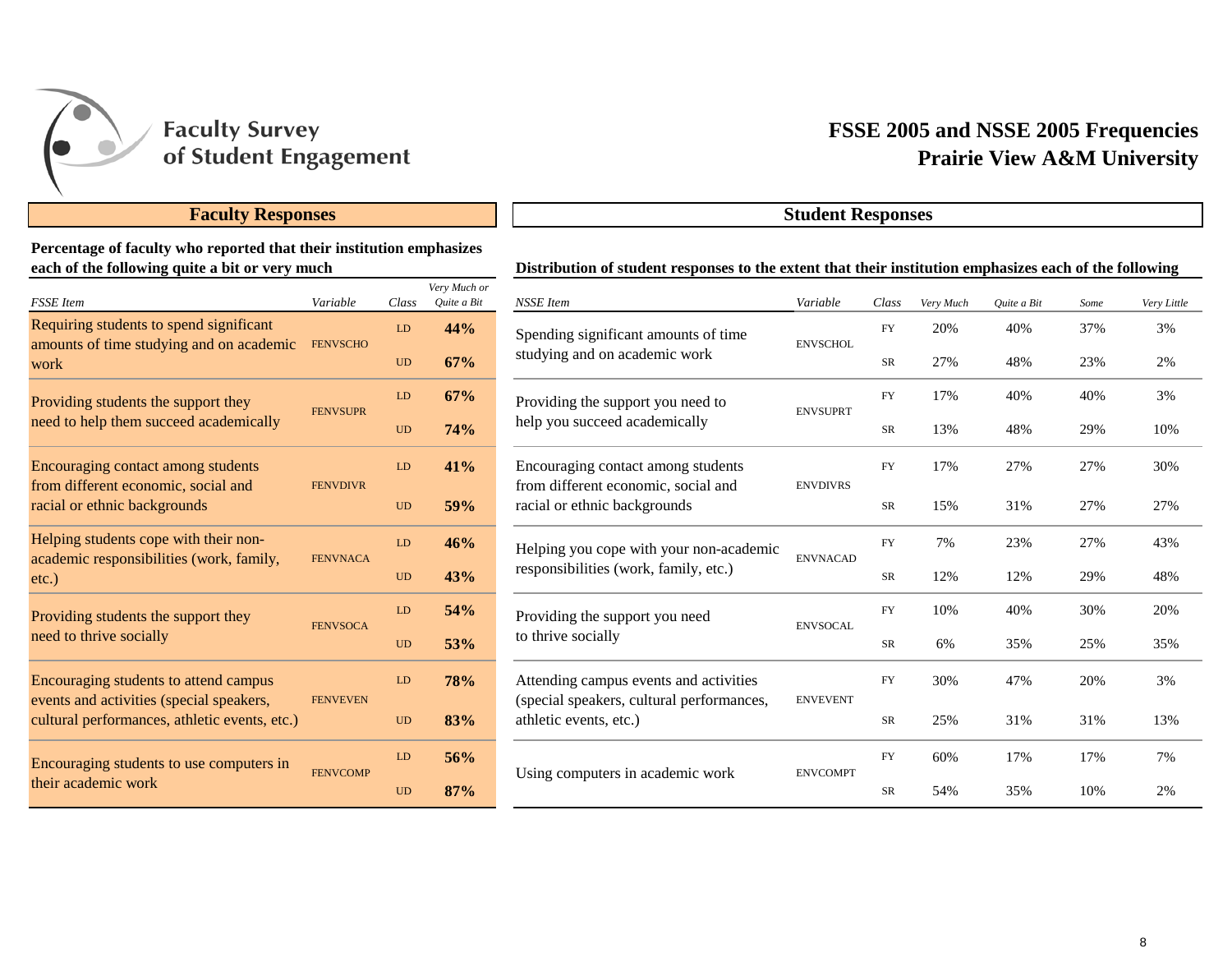Faculty Survey of Student Engagement

# FSSE 2005 and NSSE 2005 Frequencies
# Prairie View A&M University

## Faculty Responses

**Percentage of faculty who reported that their institution emphasizes each of the following quite a bit or very much**

| *FSSE Item* | *Variable* | *Class* | *Very Much or Quite a Bit* |
|---|---|---|---|
| Requiring students to spend significant amounts of time studying and on academic work | FENVSCHO | LD | **44%** |
| | | UD | **67%** |
| Providing students the support they need to help them succeed academically | FENVSUPR | LD | **67%** |
| | | UD | **74%** |
| Encouraging contact among students from different economic, social and racial or ethnic backgrounds | FENVDIVR | LD | **41%** |
| | | UD | **59%** |
| Helping students cope with their non-academic responsibilities (work, family, etc.) | FENVNACA | LD | **46%** |
| | | UD | **43%** |
| Providing students the support they need to thrive socially | FENVSOCA | LD | **54%** |
| | | UD | **53%** |
| Encouraging students to attend campus events and activities (special speakers, cultural performances, athletic events, etc.) | FENVEVEN | LD | **78%** |
| | | UD | **83%** |
| Encouraging students to use computers in their academic work | FENVCOMP | LD | **56%** |
| | | UD | **87%** |

## Student Responses

**Distribution of student responses to the extent that their institution emphasizes each of the following**

| *NSSE Item* | *Variable* | *Class* | *Very Much* | *Quite a Bit* | *Some* | *Very Little* |
|---|---|---|---|---|---|---|
| Spending significant amounts of time studying and on academic work | ENVSCHOL | FY | 20% | 40% | 37% | 3% |
| | | SR | 27% | 48% | 23% | 2% |
| Providing the support you need to help you succeed academically | ENVSUPRT | FY | 17% | 40% | 40% | 3% |
| | | SR | 13% | 48% | 29% | 10% |
| Encouraging contact among students from different economic, social and racial or ethnic backgrounds | ENVDIVRS | FY | 17% | 27% | 27% | 30% |
| | | SR | 15% | 31% | 27% | 27% |
| Helping you cope with your non-academic responsibilities (work, family, etc.) | ENVNACAD | FY | 7% | 23% | 27% | 43% |
| | | SR | 12% | 12% | 29% | 48% |
| Providing the support you need to thrive socially | ENVSOCAL | FY | 10% | 40% | 30% | 20% |
| | | SR | 6% | 35% | 25% | 35% |
| Attending campus events and activities (special speakers, cultural performances, athletic events, etc.) | ENVEVENT | FY | 30% | 47% | 20% | 3% |
| | | SR | 25% | 31% | 31% | 13% |
| Using computers in academic work | ENVCOMPT | FY | 60% | 17% | 17% | 7% |
| | | SR | 54% | 35% | 10% | 2% |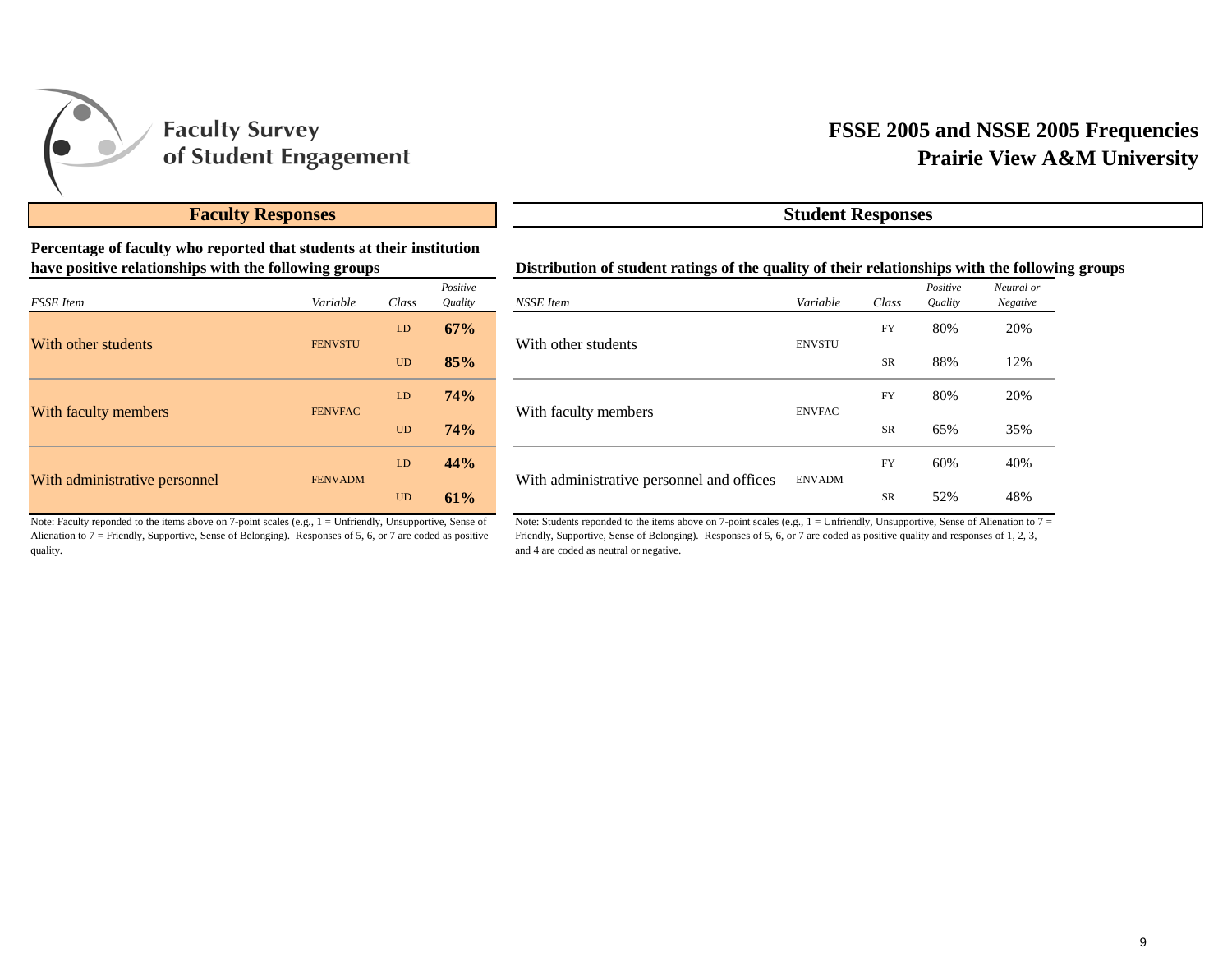Faculty Survey of Student Engagement

# FSSE 2005 and NSSE 2005 Frequencies
# Prairie View A&M University

## Faculty Responses

**Percentage of faculty who reported that students at their institution have positive relationships with the following groups**

| *FSSE Item* | *Variable* | *Class* | *Positive Quality* |
|---|---|---|---|
| With other students | FENVSTU | LD | **67%** |
| | | UD | **85%** |
| With faculty members | FENVFAC | LD | **74%** |
| | | UD | **74%** |
| With administrative personnel | FENVADM | LD | **44%** |
| | | UD | **61%** |

Note: Faculty reponded to the items above on 7-point scales (e.g., 1 = Unfriendly, Unsupportive, Sense of Alienation to 7 = Friendly, Supportive, Sense of Belonging). Responses of 5, 6, or 7 are coded as positive quality.

## Student Responses

**Distribution of student ratings of the quality of their relationships with the following groups**

| *NSSE Item* | *Variable* | *Class* | *Positive Quality* | *Neutral or Negative* |
|---|---|---|---|---|
| With other students | ENVSTU | FY | 80% | 20% |
| | | SR | 88% | 12% |
| With faculty members | ENVFAC | FY | 80% | 20% |
| | | SR | 65% | 35% |
| With administrative personnel and offices | ENVADM | FY | 60% | 40% |
| | | SR | 52% | 48% |

Note: Students reponded to the items above on 7-point scales (e.g., 1 = Unfriendly, Unsupportive, Sense of Alienation to 7 = Friendly, Supportive, Sense of Belonging). Responses of 5, 6, or 7 are coded as positive quality and responses of 1, 2, 3, and 4 are coded as neutral or negative.